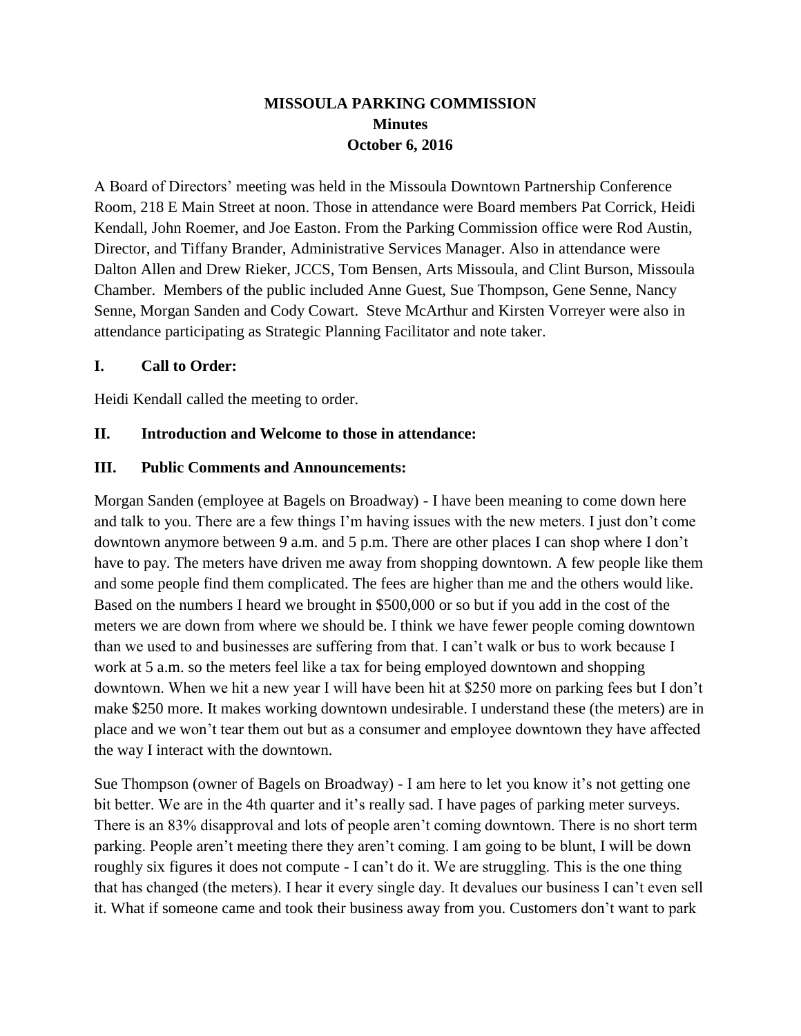# MISSOULA PARKING COMMISSION
## Minutes
## October 6, 2016

A Board of Directors' meeting was held in the Missoula Downtown Partnership Conference Room, 218 E Main Street at noon. Those in attendance were Board members Pat Corrick, Heidi Kendall, John Roemer, and Joe Easton. From the Parking Commission office were Rod Austin, Director, and Tiffany Brander, Administrative Services Manager. Also in attendance were Dalton Allen and Drew Rieker, JCCS, Tom Bensen, Arts Missoula, and Clint Burson, Missoula Chamber. Members of the public included Anne Guest, Sue Thompson, Gene Senne, Nancy Senne, Morgan Sanden and Cody Cowart. Steve McArthur and Kirsten Vorreyer were also in attendance participating as Strategic Planning Facilitator and note taker.

### I. Call to Order:

Heidi Kendall called the meeting to order.

### II. Introduction and Welcome to those in attendance:

### III. Public Comments and Announcements:

Morgan Sanden (employee at Bagels on Broadway) - I have been meaning to come down here and talk to you. There are a few things I'm having issues with the new meters. I just don't come downtown anymore between 9 a.m. and 5 p.m. There are other places I can shop where I don't have to pay. The meters have driven me away from shopping downtown. A few people like them and some people find them complicated. The fees are higher than me and the others would like. Based on the numbers I heard we brought in $500,000 or so but if you add in the cost of the meters we are down from where we should be. I think we have fewer people coming downtown than we used to and businesses are suffering from that. I can't walk or bus to work because I work at 5 a.m. so the meters feel like a tax for being employed downtown and shopping downtown. When we hit a new year I will have been hit at $250 more on parking fees but I don't make $250 more. It makes working downtown undesirable. I understand these (the meters) are in place and we won't tear them out but as a consumer and employee downtown they have affected the way I interact with the downtown.

Sue Thompson (owner of Bagels on Broadway) - I am here to let you know it's not getting one bit better. We are in the 4th quarter and it's really sad. I have pages of parking meter surveys. There is an 83% disapproval and lots of people aren't coming downtown. There is no short term parking. People aren't meeting there they aren't coming. I am going to be blunt, I will be down roughly six figures it does not compute - I can't do it. We are struggling. This is the one thing that has changed (the meters). I hear it every single day. It devalues our business I can't even sell it. What if someone came and took their business away from you. Customers don't want to park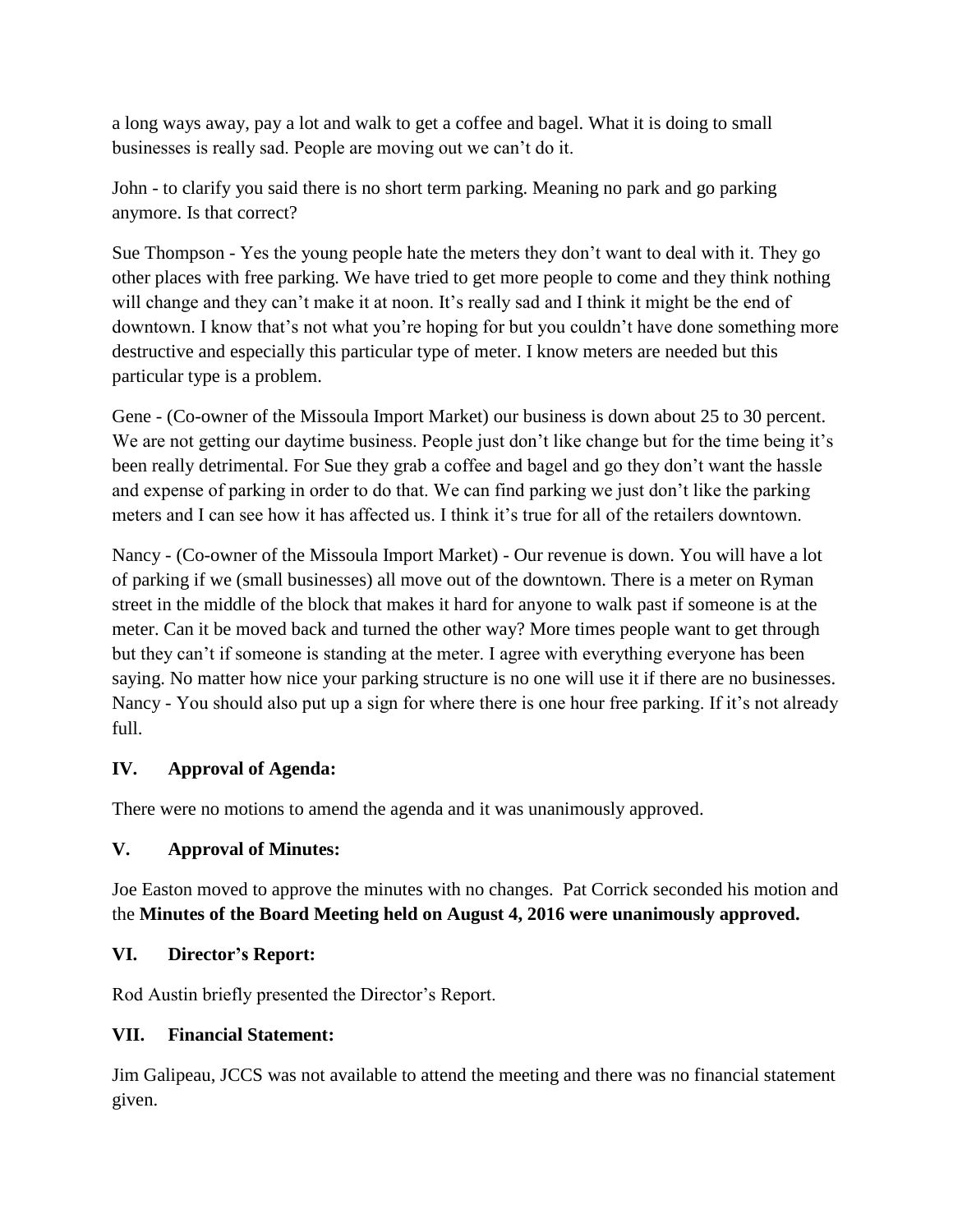a long ways away, pay a lot and walk to get a coffee and bagel. What it is doing to small businesses is really sad. People are moving out we can't do it.

John - to clarify you said there is no short term parking. Meaning no park and go parking anymore. Is that correct?

Sue Thompson - Yes the young people hate the meters they don't want to deal with it. They go other places with free parking. We have tried to get more people to come and they think nothing will change and they can't make it at noon. It's really sad and I think it might be the end of downtown. I know that's not what you're hoping for but you couldn't have done something more destructive and especially this particular type of meter. I know meters are needed but this particular type is a problem.

Gene - (Co-owner of the Missoula Import Market) our business is down about 25 to 30 percent. We are not getting our daytime business. People just don't like change but for the time being it's been really detrimental. For Sue they grab a coffee and bagel and go they don't want the hassle and expense of parking in order to do that. We can find parking we just don't like the parking meters and I can see how it has affected us. I think it's true for all of the retailers downtown.

Nancy - (Co-owner of the Missoula Import Market) - Our revenue is down. You will have a lot of parking if we (small businesses) all move out of the downtown. There is a meter on Ryman street in the middle of the block that makes it hard for anyone to walk past if someone is at the meter. Can it be moved back and turned the other way? More times people want to get through but they can't if someone is standing at the meter. I agree with everything everyone has been saying. No matter how nice your parking structure is no one will use it if there are no businesses. Nancy - You should also put up a sign for where there is one hour free parking. If it's not already full.

## IV. Approval of Agenda:

There were no motions to amend the agenda and it was unanimously approved.

## V. Approval of Minutes:

Joe Easton moved to approve the minutes with no changes. Pat Corrick seconded his motion and the **Minutes of the Board Meeting held on August 4, 2016 were unanimously approved.**

## VI. Director's Report:

Rod Austin briefly presented the Director's Report.

## VII. Financial Statement:

Jim Galipeau, JCCS was not available to attend the meeting and there was no financial statement given.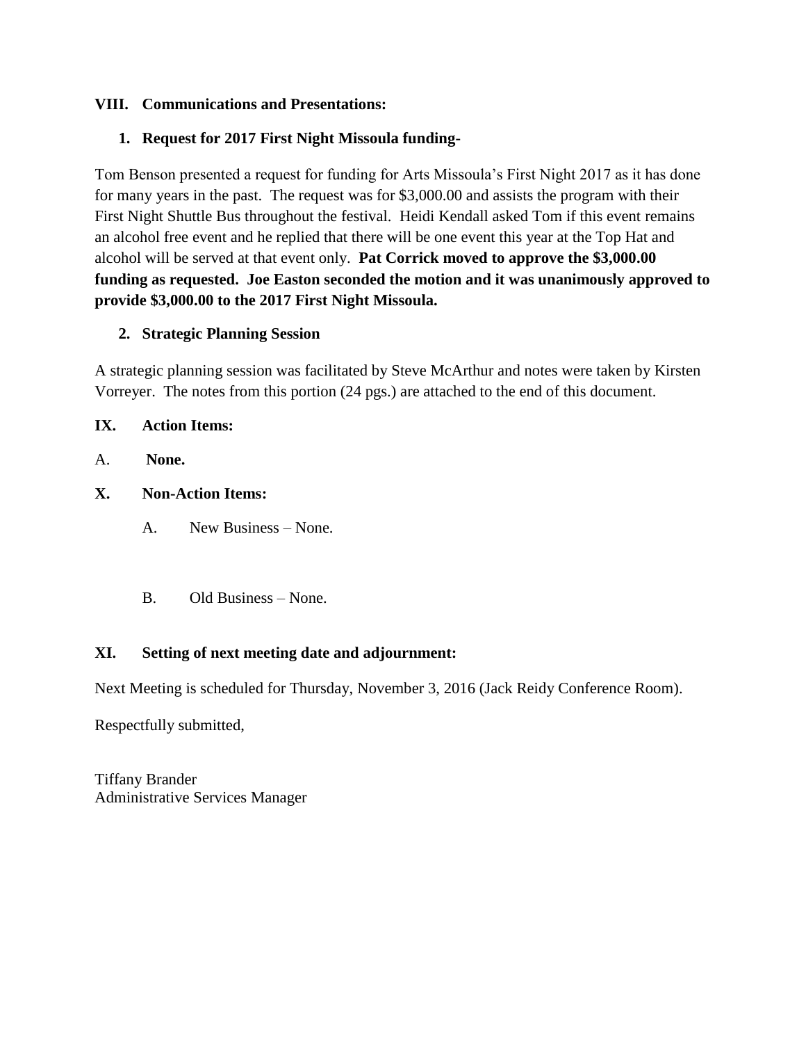## VIII. Communications and Presentations:

### 1. Request for 2017 First Night Missoula funding-

Tom Benson presented a request for funding for Arts Missoula's First Night 2017 as it has done for many years in the past. The request was for $3,000.00 and assists the program with their First Night Shuttle Bus throughout the festival. Heidi Kendall asked Tom if this event remains an alcohol free event and he replied that there will be one event this year at the Top Hat and alcohol will be served at that event only. **Pat Corrick moved to approve the $3,000.00 funding as requested. Joe Easton seconded the motion and it was unanimously approved to provide $3,000.00 to the 2017 First Night Missoula.**

### 2. Strategic Planning Session

A strategic planning session was facilitated by Steve McArthur and notes were taken by Kirsten Vorreyer. The notes from this portion (24 pgs.) are attached to the end of this document.

## IX. Action Items:

A. **None.**

## X. Non-Action Items:

A. New Business – None.

B. Old Business – None.

## XI. Setting of next meeting date and adjournment:

Next Meeting is scheduled for Thursday, November 3, 2016 (Jack Reidy Conference Room).

Respectfully submitted,

Tiffany Brander
Administrative Services Manager